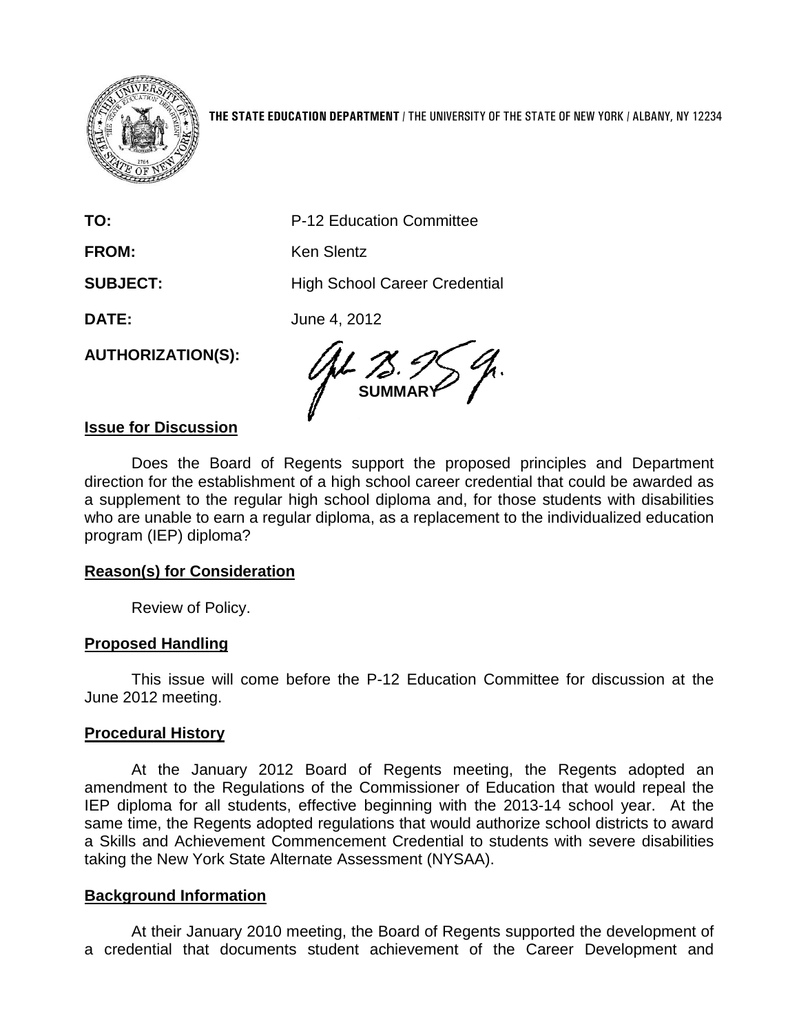**THE STATE EDUCATION DEPARTMENT** / THE UNIVERSITY OF THE STATE OF NEW YORK / ALBANY, NY 12234

**TO:** P-12 Education Committee

**FROM:** Ken Slentz

**SUBJECT:** High School Career Credential

**DATE:** June 4, 2012

**AUTHORIZATION(S):**

**SUMMARY**

**Issue for Discussion**

Does the Board of Regents support the proposed principles and Department direction for the establishment of a high school career credential that could be awarded as a supplement to the regular high school diploma and, for those students with disabilities who are unable to earn a regular diploma, as a replacement to the individualized education program (IEP) diploma?

**Reason(s) for Consideration**

Review of Policy.

**Proposed Handling**

This issue will come before the P-12 Education Committee for discussion at the June 2012 meeting.

**Procedural History**

At the January 2012 Board of Regents meeting, the Regents adopted an amendment to the Regulations of the Commissioner of Education that would repeal the IEP diploma for all students, effective beginning with the 2013-14 school year. At the same time, the Regents adopted regulations that would authorize school districts to award a Skills and Achievement Commencement Credential to students with severe disabilities taking the New York State Alternate Assessment (NYSAA).

**Background Information**

At their January 2010 meeting, the Board of Regents supported the development of a credential that documents student achievement of the Career Development and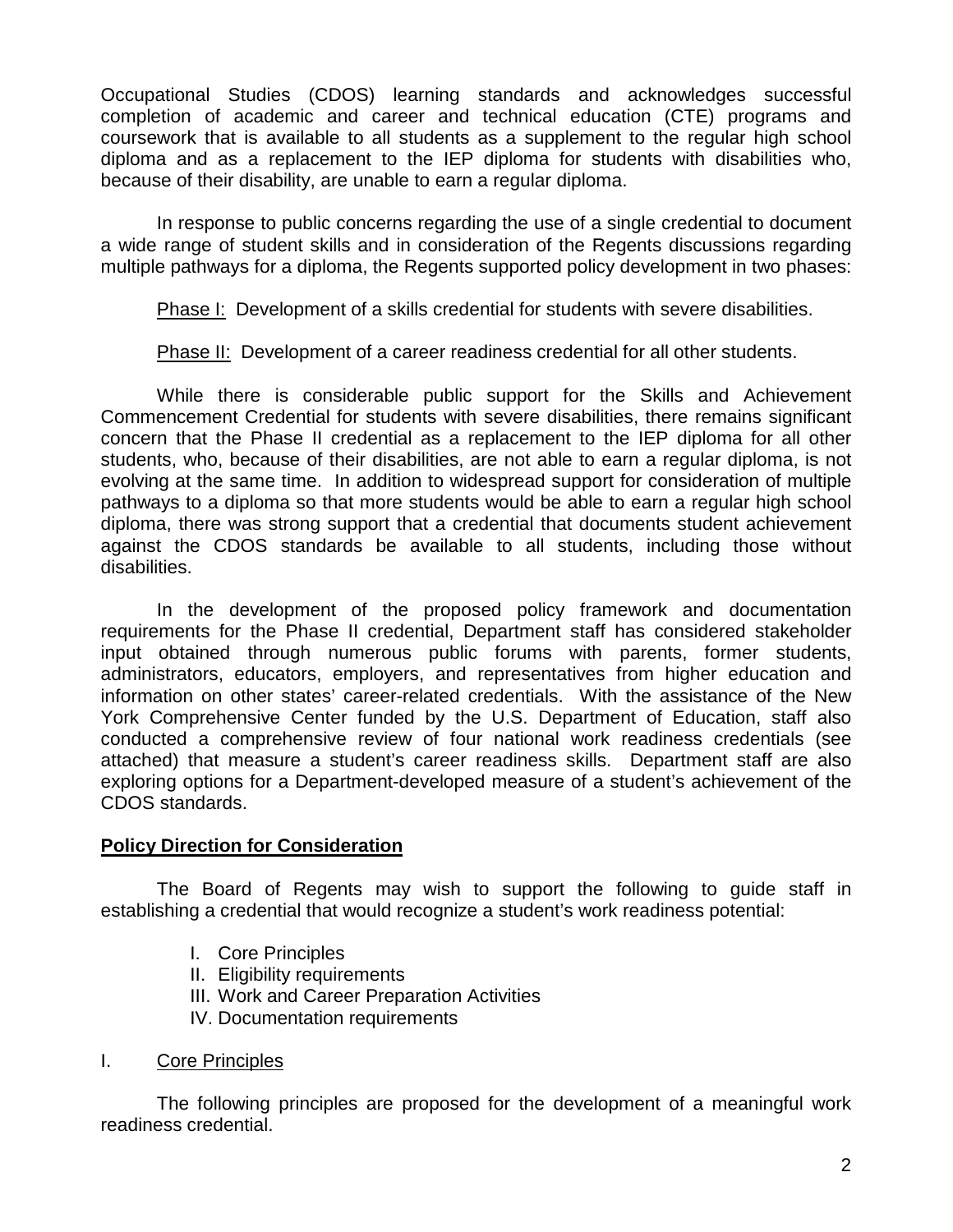Occupational Studies (CDOS) learning standards and acknowledges successful completion of academic and career and technical education (CTE) programs and coursework that is available to all students as a supplement to the regular high school diploma and as a replacement to the IEP diploma for students with disabilities who, because of their disability, are unable to earn a regular diploma.

In response to public concerns regarding the use of a single credential to document a wide range of student skills and in consideration of the Regents discussions regarding multiple pathways for a diploma, the Regents supported policy development in two phases:

Phase I: Development of a skills credential for students with severe disabilities.

Phase II: Development of a career readiness credential for all other students.

While there is considerable public support for the Skills and Achievement Commencement Credential for students with severe disabilities, there remains significant concern that the Phase II credential as a replacement to the IEP diploma for all other students, who, because of their disabilities, are not able to earn a regular diploma, is not evolving at the same time. In addition to widespread support for consideration of multiple pathways to a diploma so that more students would be able to earn a regular high school diploma, there was strong support that a credential that documents student achievement against the CDOS standards be available to all students, including those without disabilities.

In the development of the proposed policy framework and documentation requirements for the Phase II credential, Department staff has considered stakeholder input obtained through numerous public forums with parents, former students, administrators, educators, employers, and representatives from higher education and information on other states' career-related credentials. With the assistance of the New York Comprehensive Center funded by the U.S. Department of Education, staff also conducted a comprehensive review of four national work readiness credentials (see attached) that measure a student's career readiness skills. Department staff are also exploring options for a Department-developed measure of a student's achievement of the CDOS standards.

## Policy Direction for Consideration

The Board of Regents may wish to support the following to guide staff in establishing a credential that would recognize a student's work readiness potential:

I. Core Principles
II. Eligibility requirements
III. Work and Career Preparation Activities
IV. Documentation requirements

### I. Core Principles

The following principles are proposed for the development of a meaningful work readiness credential.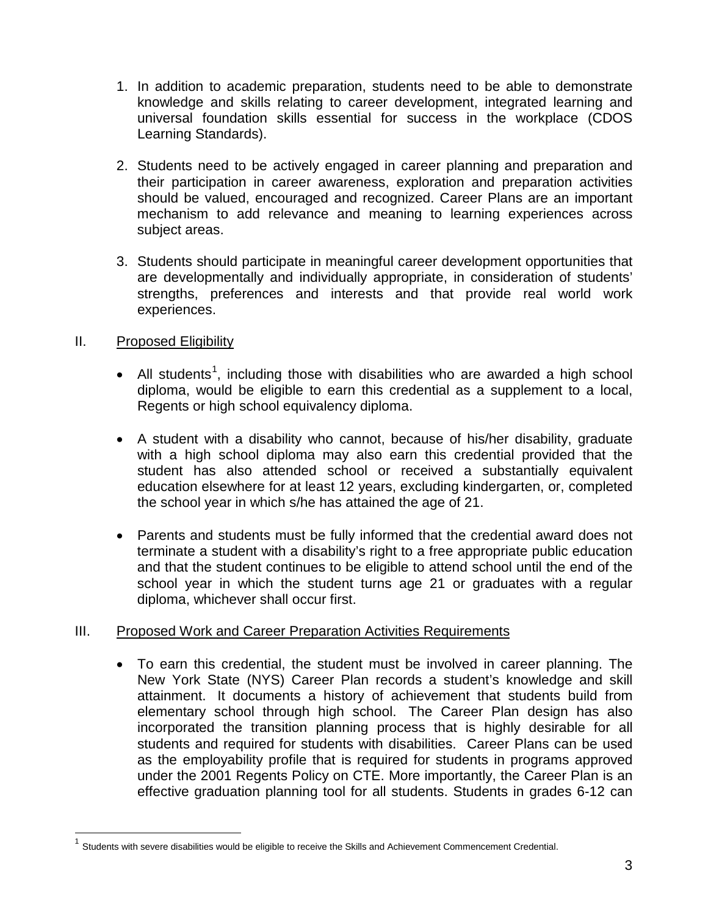1. In addition to academic preparation, students need to be able to demonstrate knowledge and skills relating to career development, integrated learning and universal foundation skills essential for success in the workplace (CDOS Learning Standards).

2. Students need to be actively engaged in career planning and preparation and their participation in career awareness, exploration and preparation activities should be valued, encouraged and recognized. Career Plans are an important mechanism to add relevance and meaning to learning experiences across subject areas.

3. Students should participate in meaningful career development opportunities that are developmentally and individually appropriate, in consideration of students' strengths, preferences and interests and that provide real world work experiences.

II. Proposed Eligibility

- All students[1], including those with disabilities who are awarded a high school diploma, would be eligible to earn this credential as a supplement to a local, Regents or high school equivalency diploma.

- A student with a disability who cannot, because of his/her disability, graduate with a high school diploma may also earn this credential provided that the student has also attended school or received a substantially equivalent education elsewhere for at least 12 years, excluding kindergarten, or, completed the school year in which s/he has attained the age of 21.

- Parents and students must be fully informed that the credential award does not terminate a student with a disability's right to a free appropriate public education and that the student continues to be eligible to attend school until the end of the school year in which the student turns age 21 or graduates with a regular diploma, whichever shall occur first.

III. Proposed Work and Career Preparation Activities Requirements

- To earn this credential, the student must be involved in career planning. The New York State (NYS) Career Plan records a student's knowledge and skill attainment. It documents a history of achievement that students build from elementary school through high school. The Career Plan design has also incorporated the transition planning process that is highly desirable for all students and required for students with disabilities. Career Plans can be used as the employability profile that is required for students in programs approved under the 2001 Regents Policy on CTE. More importantly, the Career Plan is an effective graduation planning tool for all students. Students in grades 6-12 can

[1] Students with severe disabilities would be eligible to receive the Skills and Achievement Commencement Credential.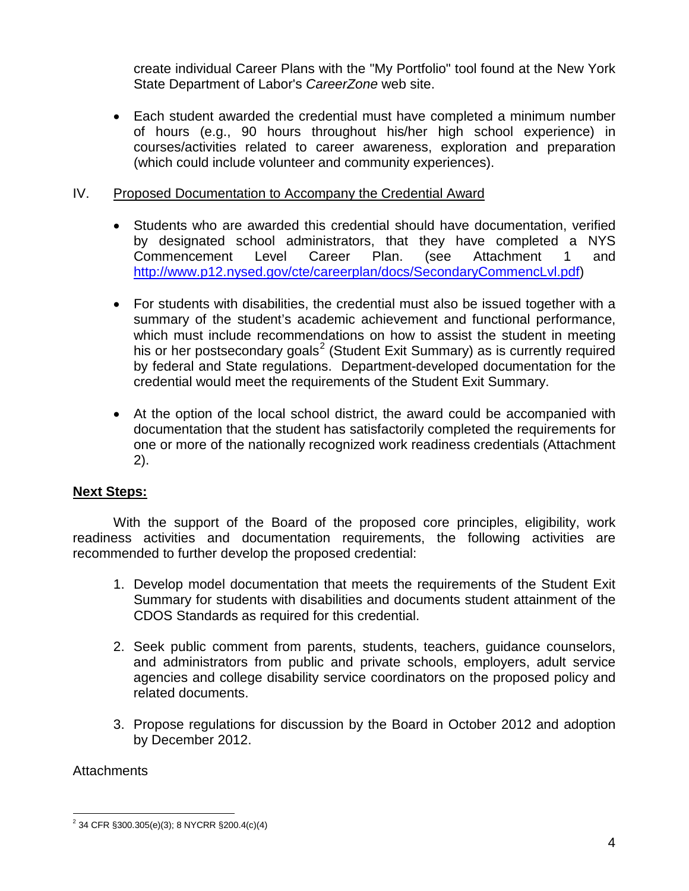create individual Career Plans with the "My Portfolio" tool found at the New York State Department of Labor's *CareerZone* web site.

- Each student awarded the credential must have completed a minimum number of hours (e.g., 90 hours throughout his/her high school experience) in courses/activities related to career awareness, exploration and preparation (which could include volunteer and community experiences).

IV. Proposed Documentation to Accompany the Credential Award

- Students who are awarded this credential should have documentation, verified by designated school administrators, that they have completed a NYS Commencement Level Career Plan. (see Attachment 1 and http://www.p12.nysed.gov/cte/careerplan/docs/SecondaryCommencLvl.pdf)

- For students with disabilities, the credential must also be issued together with a summary of the student's academic achievement and functional performance, which must include recommendations on how to assist the student in meeting his or her postsecondary goals[2] (Student Exit Summary) as is currently required by federal and State regulations. Department-developed documentation for the credential would meet the requirements of the Student Exit Summary.

- At the option of the local school district, the award could be accompanied with documentation that the student has satisfactorily completed the requirements for one or more of the nationally recognized work readiness credentials (Attachment 2).

**Next Steps:**

With the support of the Board of the proposed core principles, eligibility, work readiness activities and documentation requirements, the following activities are recommended to further develop the proposed credential:

1. Develop model documentation that meets the requirements of the Student Exit Summary for students with disabilities and documents student attainment of the CDOS Standards as required for this credential.

2. Seek public comment from parents, students, teachers, guidance counselors, and administrators from public and private schools, employers, adult service agencies and college disability service coordinators on the proposed policy and related documents.

3. Propose regulations for discussion by the Board in October 2012 and adoption by December 2012.

Attachments

[2] 34 CFR §300.305(e)(3); 8 NYCRR §200.4(c)(4)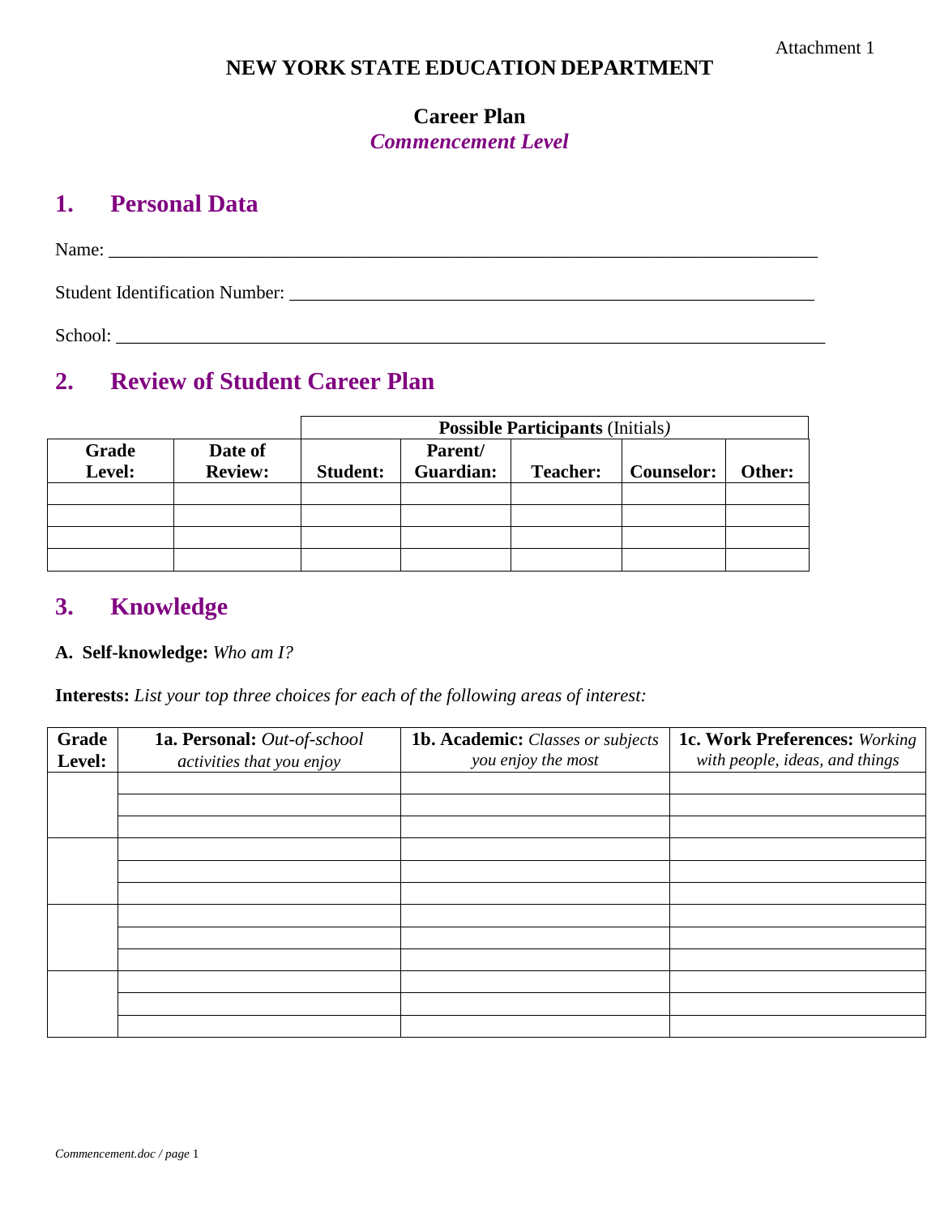Attachment 1

# NEW YORK STATE EDUCATION DEPARTMENT

## Career Plan
*Commencement Level*

## 1. Personal Data

Name: ___________________________________________________________________________

Student Identification Number: ___________________________________________________

School: __________________________________________________________________________

## 2. Review of Student Career Plan

| | | **Possible Participants** (Initials) | | | | |
|---|---|---|---|---|---|---|
| **Grade Level:** | **Date of Review:** | **Student:** | **Parent/ Guardian:** | **Teacher:** | **Counselor:** | **Other:** |
| | | | | | | |
| | | | | | | |
| | | | | | | |
| | | | | | | |

## 3. Knowledge

**A. Self-knowledge:** *Who am I?*

**Interests:** *List your top three choices for each of the following areas of interest:*

| **Grade Level:** | **1a. Personal:** *Out-of-school activities that you enjoy* | **1b. Academic:** *Classes or subjects you enjoy the most* | **1c. Work Preferences:** *Working with people, ideas, and things* |
|---|---|---|---|
| | | | |
| | | | |
| | | | |
| | | | |
| | | | |
| | | | |
| | | | |
| | | | |
| | | | |
| | | | |
| | | | |
| | | | |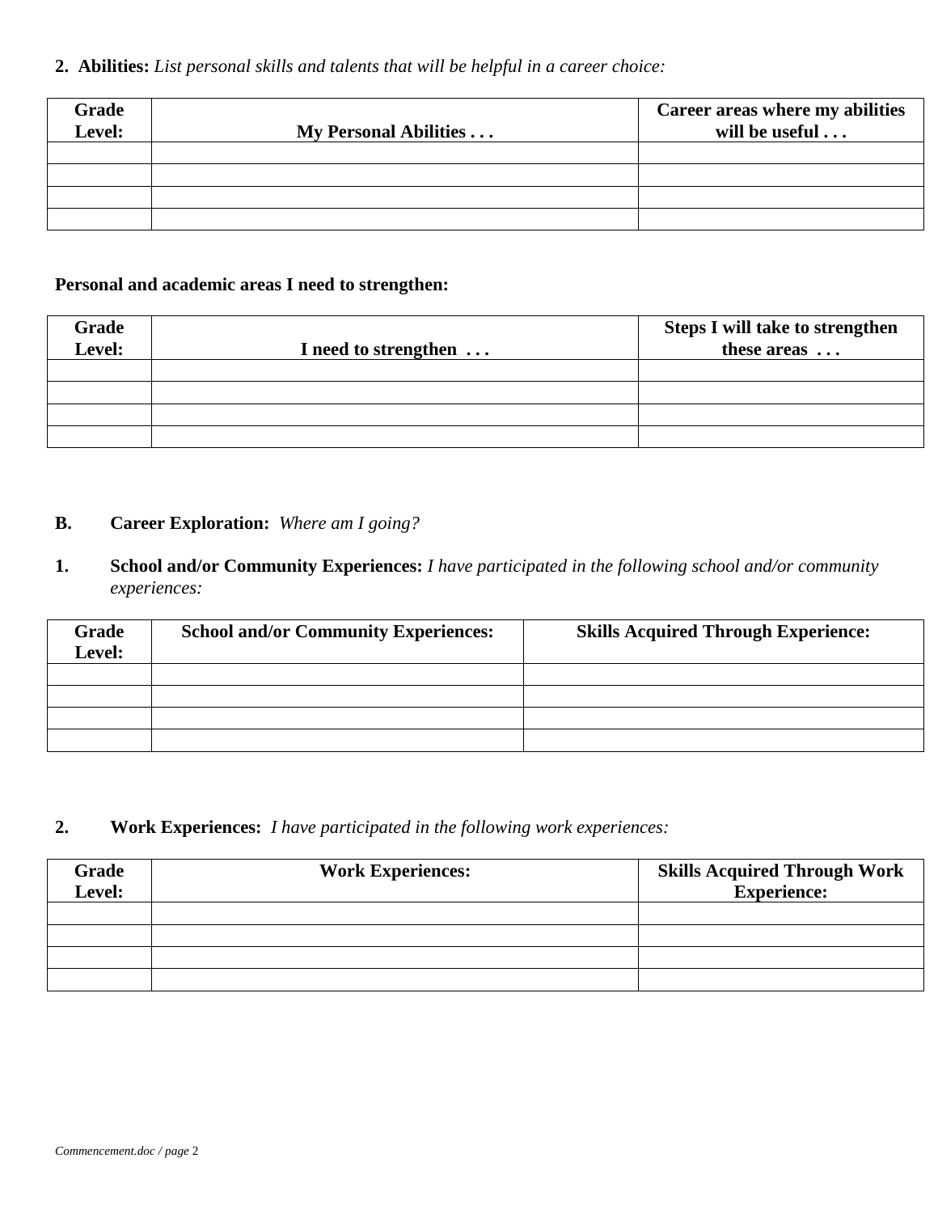**2. Abilities:** *List personal skills and talents that will be helpful in a career choice:*

| Grade Level: | My Personal Abilities . . . | Career areas where my abilities will be useful . . . |
|---|---|---|
| | | |
| | | |
| | | |
| | | |

**Personal and academic areas I need to strengthen:**

| Grade Level: | I need to strengthen . . . | Steps I will take to strengthen these areas . . . |
|---|---|---|
| | | |
| | | |
| | | |
| | | |

**B. Career Exploration:** *Where am I going?*

**1. School and/or Community Experiences:** *I have participated in the following school and/or community experiences:*

| Grade Level: | School and/or Community Experiences: | Skills Acquired Through Experience: |
|---|---|---|
| | | |
| | | |
| | | |
| | | |

**2. Work Experiences:** *I have participated in the following work experiences:*

| Grade Level: | Work Experiences: | Skills Acquired Through Work Experience: |
|---|---|---|
| | | |
| | | |
| | | |
| | | |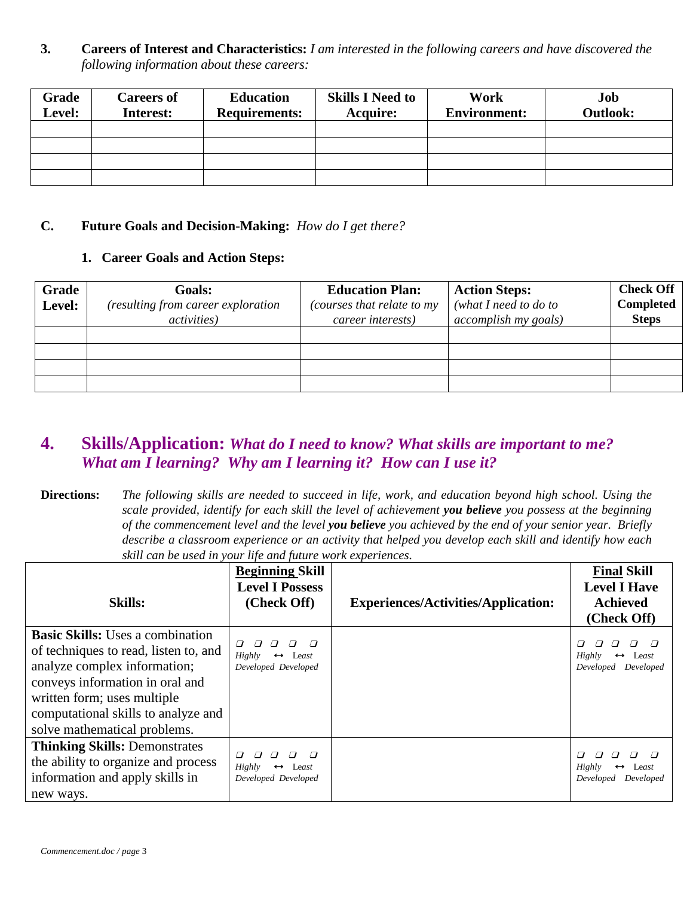**3. Careers of Interest and Characteristics:** *I am interested in the following careers and have discovered the following information about these careers:*

| Grade Level: | Careers of Interest: | Education Requirements: | Skills I Need to Acquire: | Work Environment: | Job Outlook: |
|---|---|---|---|---|---|
| | | | | | |
| | | | | | |
| | | | | | |
| | | | | | |

## C. Future Goals and Decision-Making: *How do I get there?*

### 1. Career Goals and Action Steps:

| Grade Level: | Goals: *(resulting from career exploration activities)* | Education Plan: *(courses that relate to my career interests)* | Action Steps: *(what I need to do to accomplish my goals)* | Check Off Completed Steps |
|---|---|---|---|---|
| | | | | |
| | | | | |
| | | | | |
| | | | | |

## 4. Skills/Application: *What do I need to know? What skills are important to me? What am I learning? Why am I learning it? How can I use it?*

**Directions:** *The following skills are needed to succeed in life, work, and education beyond high school. Using the scale provided, identify for each skill the level of achievement **you believe** you possess at the beginning of the commencement level and the level **you believe** you achieved by the end of your senior year. Briefly describe a classroom experience or an activity that helped you develop each skill and identify how each skill can be used in your life and future work experiences.*

| Skills: | Beginning Skill Level I Possess (Check Off) | Experiences/Activities/Application: | Final Skill Level I Have Achieved (Check Off) |
|---|---|---|---|
| **Basic Skills:** Uses a combination of techniques to read, listen to, and analyze complex information; conveys information in oral and written form; uses multiple computational skills to analyze and solve mathematical problems. | ❑ ❑ ❑ ❑ ❑ *Highly* ↔ *Least* *Developed Developed* | | ❑ ❑ ❑ ❑ ❑ *Highly* ↔ *Least* *Developed Developed* |
| **Thinking Skills:** Demonstrates the ability to organize and process information and apply skills in new ways. | ❑ ❑ ❑ ❑ ❑ *Highly* ↔ *Least* *Developed Developed* | | ❑ ❑ ❑ ❑ ❑ *Highly* ↔ *Least* *Developed Developed* |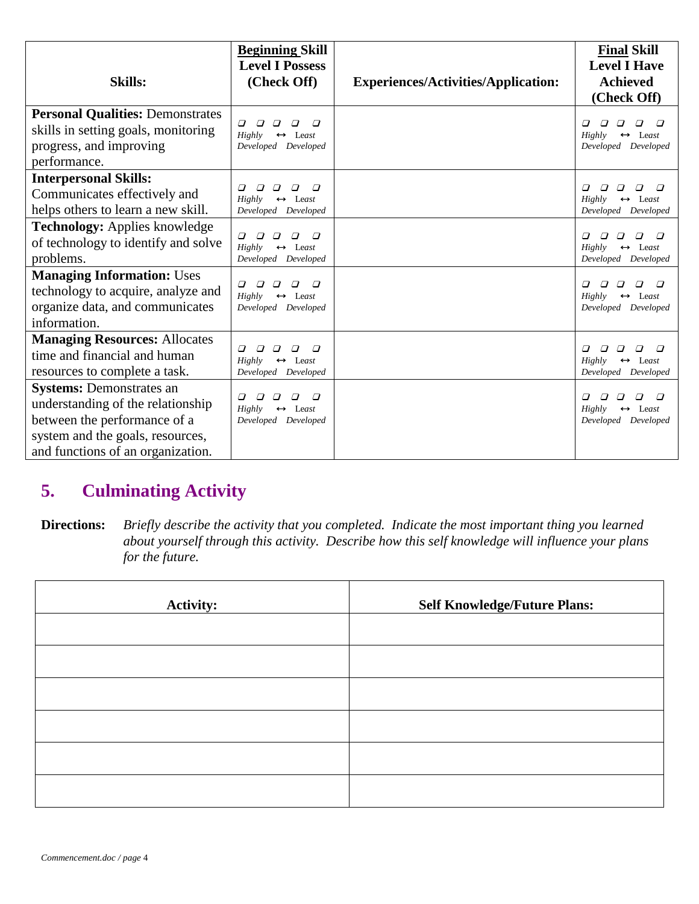| Skills: | Beginning Skill Level I Possess (Check Off) | Experiences/Activities/Application: | Final Skill Level I Have Achieved (Check Off) |
|---|---|---|---|
| **Personal Qualities:** Demonstrates skills in setting goals, monitoring progress, and improving performance. | ❑ ❑ ❑ ❑ ❑ *Highly* ↔ Least *Developed Developed* | | ❑ ❑ ❑ ❑ ❑ *Highly* ↔ Least *Developed Developed* |
| **Interpersonal Skills:** Communicates effectively and helps others to learn a new skill. | ❑ ❑ ❑ ❑ ❑ *Highly* ↔ Least *Developed Developed* | | ❑ ❑ ❑ ❑ ❑ *Highly* ↔ Least *Developed Developed* |
| **Technology:** Applies knowledge of technology to identify and solve problems. | ❑ ❑ ❑ ❑ ❑ *Highly* ↔ Least *Developed Developed* | | ❑ ❑ ❑ ❑ ❑ *Highly* ↔ Least *Developed Developed* |
| **Managing Information:** Uses technology to acquire, analyze and organize data, and communicates information. | ❑ ❑ ❑ ❑ ❑ *Highly* ↔ Least *Developed Developed* | | ❑ ❑ ❑ ❑ ❑ *Highly* ↔ Least *Developed Developed* |
| **Managing Resources:** Allocates time and financial and human resources to complete a task. | ❑ ❑ ❑ ❑ ❑ *Highly* ↔ Least *Developed Developed* | | ❑ ❑ ❑ ❑ ❑ *Highly* ↔ Least *Developed Developed* |
| **Systems:** Demonstrates an understanding of the relationship between the performance of a system and the goals, resources, and functions of an organization. | ❑ ❑ ❑ ❑ ❑ *Highly* ↔ Least *Developed Developed* | | ❑ ❑ ❑ ❑ ❑ *Highly* ↔ Least *Developed Developed* |

## 5. Culminating Activity

**Directions:** *Briefly describe the activity that you completed. Indicate the most important thing you learned about yourself through this activity. Describe how this self knowledge will influence your plans for the future.*

| Activity: | Self Knowledge/Future Plans: |
|---|---|
| | |
| | |
| | |
| | |
| | |
| | |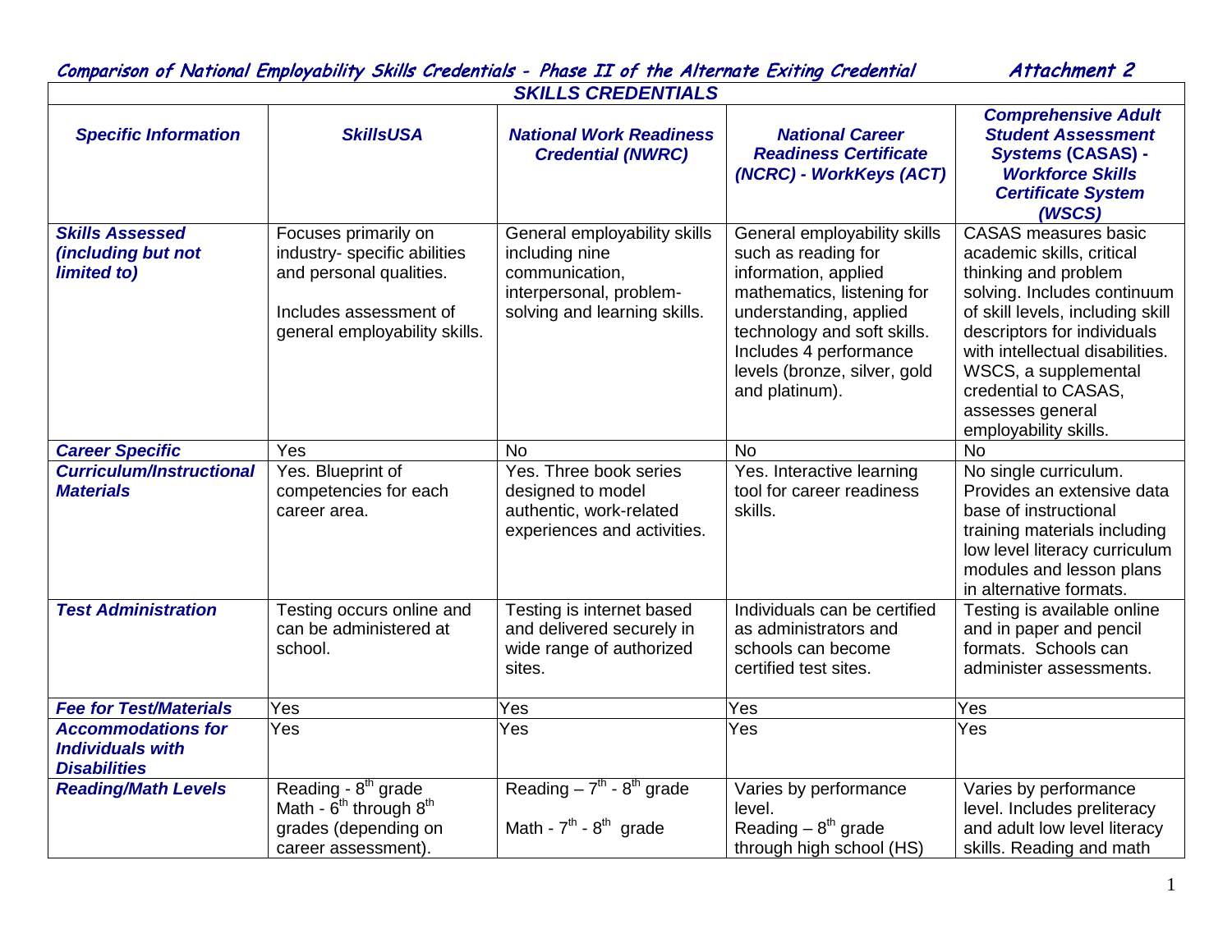## Comparison of National Employability Skills Credentials - Phase II of the Alternate Exiting Credential

**Attachment 2**

| SKILLS CREDENTIALS | | | | |
|---|---|---|---|---|
| ***Specific Information*** | ***SkillsUSA*** | ***National Work Readiness Credential (NWRC)*** | ***National Career Readiness Certificate (NCRC) - WorkKeys (ACT)*** | ***Comprehensive Adult Student Assessment Systems (CASAS) - Workforce Skills Certificate System (WSCS)*** |
| ***Skills Assessed (including but not limited to)*** | Focuses primarily on industry- specific abilities and personal qualities.<br><br>Includes assessment of general employability skills. | General employability skills including nine communication, interpersonal, problem-solving and learning skills. | General employability skills such as reading for information, applied mathematics, listening for understanding, applied technology and soft skills. Includes 4 performance levels (bronze, silver, gold and platinum). | CASAS measures basic academic skills, critical thinking and problem solving. Includes continuum of skill levels, including skill descriptors for individuals with intellectual disabilities. WSCS, a supplemental credential to CASAS, assesses general employability skills. |
| ***Career Specific*** | Yes | No | No | No |
| ***Curriculum/Instructional Materials*** | Yes. Blueprint of competencies for each career area. | Yes. Three book series designed to model authentic, work-related experiences and activities. | Yes. Interactive learning tool for career readiness skills. | No single curriculum. Provides an extensive data base of instructional training materials including low level literacy curriculum modules and lesson plans in alternative formats. |
| ***Test Administration*** | Testing occurs online and can be administered at school. | Testing is internet based and delivered securely in wide range of authorized sites. | Individuals can be certified as administrators and schools can become certified test sites. | Testing is available online and in paper and pencil formats. Schools can administer assessments. |
| ***Fee for Test/Materials*** | Yes | Yes | Yes | Yes |
| ***Accommodations for Individuals with Disabilities*** | Yes | Yes | Yes | Yes |
| ***Reading/Math Levels*** | Reading - 8th grade<br>Math - 6th through 8th grades (depending on career assessment). | Reading – 7th - 8th grade<br><br>Math - 7th - 8th grade | Varies by performance level.<br>Reading – 8th grade through high school (HS) | Varies by performance level. Includes preliteracy and adult low level literacy skills. Reading and math |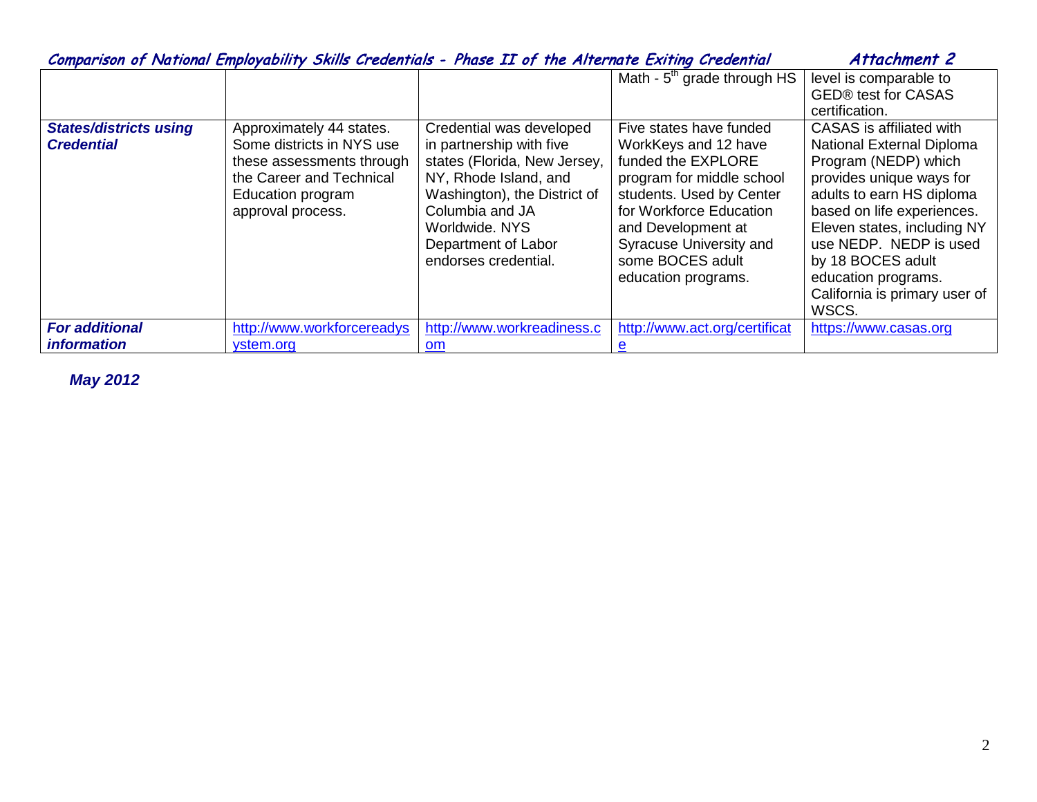| | | | | |
|---|---|---|---|---|
| | | | Math - $5^{th}$ grade through HS | level is comparable to GED® test for CASAS certification. |
| ***States/districts using Credential*** | Approximately 44 states. Some districts in NYS use these assessments through the Career and Technical Education program approval process. | Credential was developed in partnership with five states (Florida, New Jersey, NY, Rhode Island, and Washington), the District of Columbia and JA Worldwide. NYS Department of Labor endorses credential. | Five states have funded WorkKeys and 12 have funded the EXPLORE program for middle school students. Used by Center for Workforce Education and Development at Syracuse University and some BOCES adult education programs. | CASAS is affiliated with National External Diploma Program (NEDP) which provides unique ways for adults to earn HS diploma based on life experiences. Eleven states, including NY use NEDP. NEDP is used by 18 BOCES adult education programs. California is primary user of WSCS. |
| ***For additional information*** | http://www.workforcereadysystem.org | http://www.workreadiness.com | http://www.act.org/certificate | https://www.casas.org |

***May 2012***